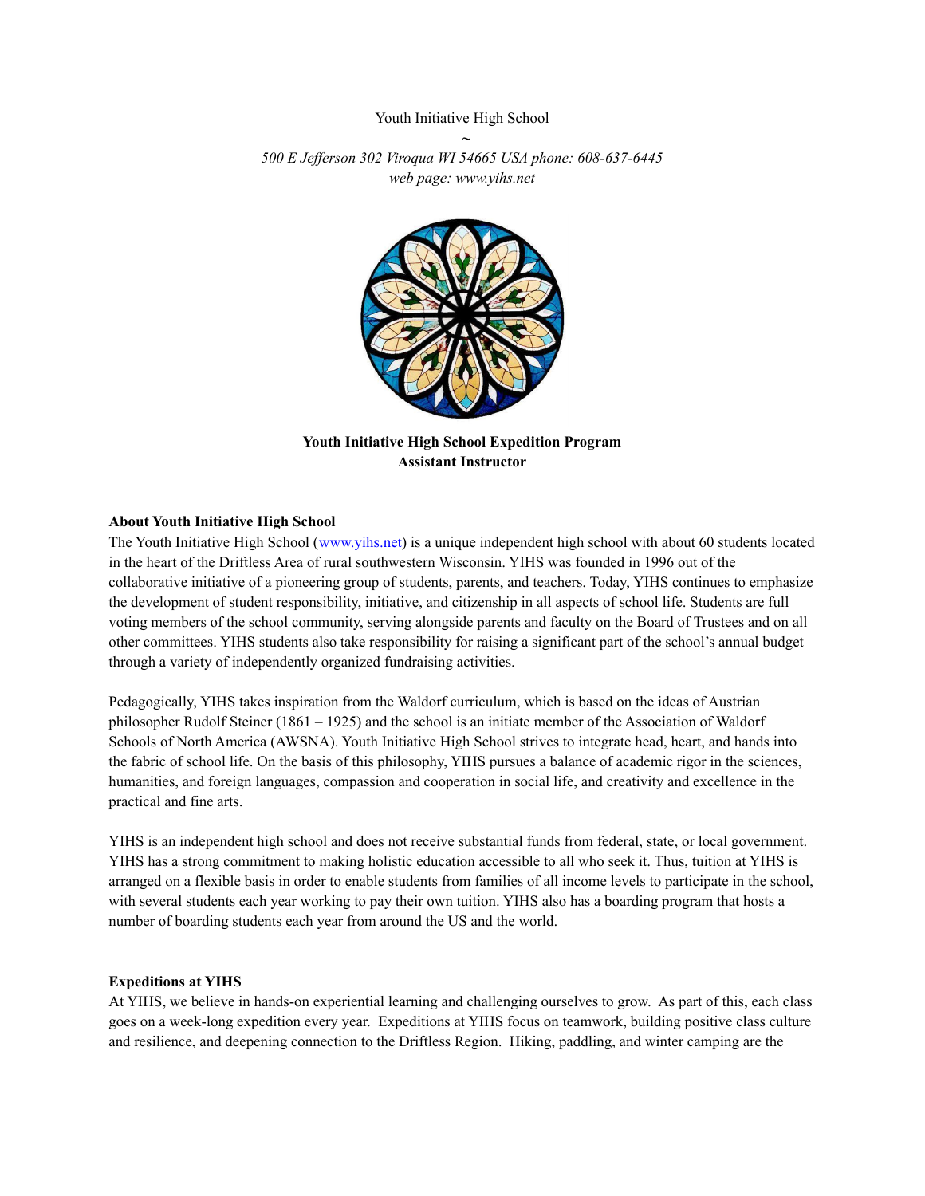Youth Initiative High School

~

*500 E Jefferson 302 Viroqua WI 54665 USA phone: 608-637-6445*
*web page: www.yihs.net*

**Youth Initiative High School Expedition Program**
**Assistant Instructor**

## About Youth Initiative High School

The Youth Initiative High School (www.yihs.net) is a unique independent high school with about 60 students located in the heart of the Driftless Area of rural southwestern Wisconsin. YIHS was founded in 1996 out of the collaborative initiative of a pioneering group of students, parents, and teachers. Today, YIHS continues to emphasize the development of student responsibility, initiative, and citizenship in all aspects of school life. Students are full voting members of the school community, serving alongside parents and faculty on the Board of Trustees and on all other committees. YIHS students also take responsibility for raising a significant part of the school's annual budget through a variety of independently organized fundraising activities.

Pedagogically, YIHS takes inspiration from the Waldorf curriculum, which is based on the ideas of Austrian philosopher Rudolf Steiner (1861 – 1925) and the school is an initiate member of the Association of Waldorf Schools of North America (AWSNA). Youth Initiative High School strives to integrate head, heart, and hands into the fabric of school life. On the basis of this philosophy, YIHS pursues a balance of academic rigor in the sciences, humanities, and foreign languages, compassion and cooperation in social life, and creativity and excellence in the practical and fine arts.

YIHS is an independent high school and does not receive substantial funds from federal, state, or local government. YIHS has a strong commitment to making holistic education accessible to all who seek it. Thus, tuition at YIHS is arranged on a flexible basis in order to enable students from families of all income levels to participate in the school, with several students each year working to pay their own tuition. YIHS also has a boarding program that hosts a number of boarding students each year from around the US and the world.

## Expeditions at YIHS

At YIHS, we believe in hands-on experiential learning and challenging ourselves to grow. As part of this, each class goes on a week-long expedition every year. Expeditions at YIHS focus on teamwork, building positive class culture and resilience, and deepening connection to the Driftless Region. Hiking, paddling, and winter camping are the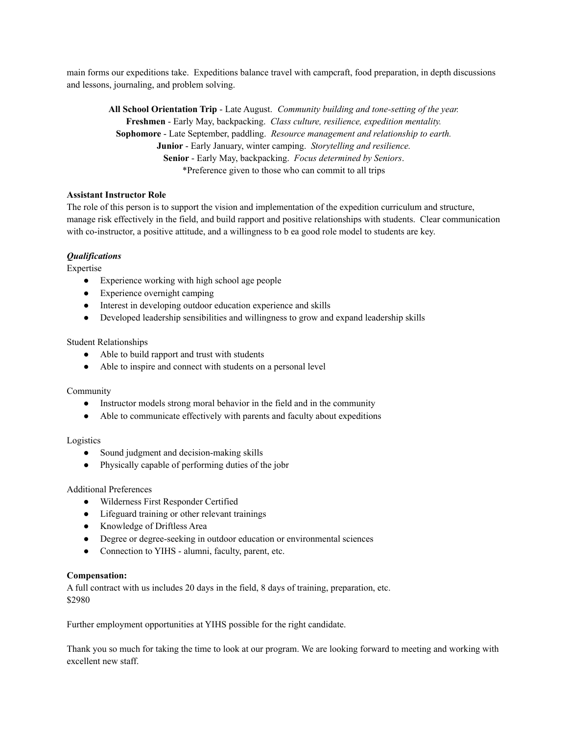main forms our expeditions take. Expeditions balance travel with campcraft, food preparation, in depth discussions and lessons, journaling, and problem solving.

**All School Orientation Trip** - Late August. *Community building and tone-setting of the year.*
**Freshmen** - Early May, backpacking. *Class culture, resilience, expedition mentality.*
**Sophomore** - Late September, paddling. *Resource management and relationship to earth.*
**Junior** - Early January, winter camping. *Storytelling and resilience.*
**Senior** - Early May, backpacking. *Focus determined by Seniors*.
*Preference given to those who can commit to all trips

**Assistant Instructor Role**
The role of this person is to support the vision and implementation of the expedition curriculum and structure, manage risk effectively in the field, and build rapport and positive relationships with students. Clear communication with co-instructor, a positive attitude, and a willingness to b ea good role model to students are key.

***Qualifications***

Expertise

- Experience working with high school age people
- Experience overnight camping
- Interest in developing outdoor education experience and skills
- Developed leadership sensibilities and willingness to grow and expand leadership skills

Student Relationships

- Able to build rapport and trust with students
- Able to inspire and connect with students on a personal level

Community

- Instructor models strong moral behavior in the field and in the community
- Able to communicate effectively with parents and faculty about expeditions

Logistics

- Sound judgment and decision-making skills
- Physically capable of performing duties of the jobr

Additional Preferences

- Wilderness First Responder Certified
- Lifeguard training or other relevant trainings
- Knowledge of Driftless Area
- Degree or degree-seeking in outdoor education or environmental sciences
- Connection to YIHS - alumni, faculty, parent, etc.

**Compensation:**
A full contract with us includes 20 days in the field, 8 days of training, preparation, etc.
$2980

Further employment opportunities at YIHS possible for the right candidate.

Thank you so much for taking the time to look at our program. We are looking forward to meeting and working with excellent new staff.